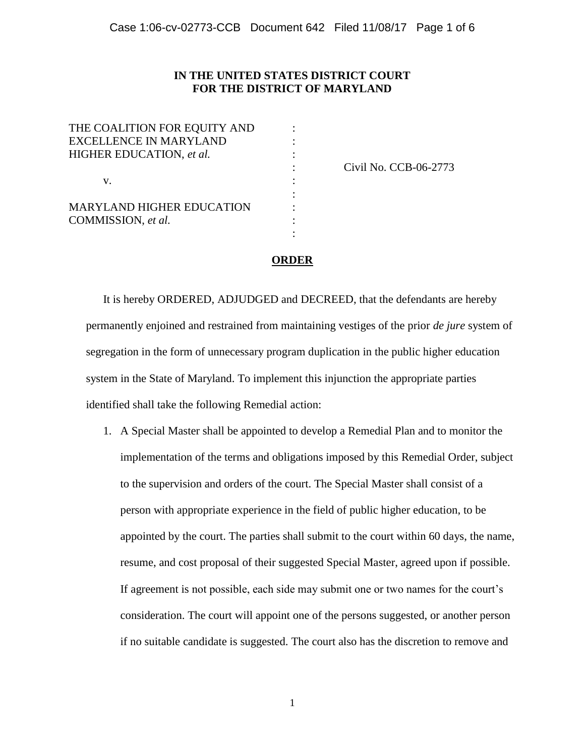**IN THE UNITED STATES DISTRICT COURT**
**FOR THE DISTRICT OF MARYLAND**

THE COALITION FOR EQUITY AND EXCELLENCE IN MARYLAND HIGHER EDUCATION, *et al.*

v.

MARYLAND HIGHER EDUCATION COMMISSION, *et al.*

Civil No. CCB-06-2773

**ORDER**

It is hereby ORDERED, ADJUDGED and DECREED, that the defendants are hereby permanently enjoined and restrained from maintaining vestiges of the prior *de jure* system of segregation in the form of unnecessary program duplication in the public higher education system in the State of Maryland. To implement this injunction the appropriate parties identified shall take the following Remedial action:

1. A Special Master shall be appointed to develop a Remedial Plan and to monitor the implementation of the terms and obligations imposed by this Remedial Order, subject to the supervision and orders of the court. The Special Master shall consist of a person with appropriate experience in the field of public higher education, to be appointed by the court. The parties shall submit to the court within 60 days, the name, resume, and cost proposal of their suggested Special Master, agreed upon if possible. If agreement is not possible, each side may submit one or two names for the court's consideration. The court will appoint one of the persons suggested, or another person if no suitable candidate is suggested. The court also has the discretion to remove and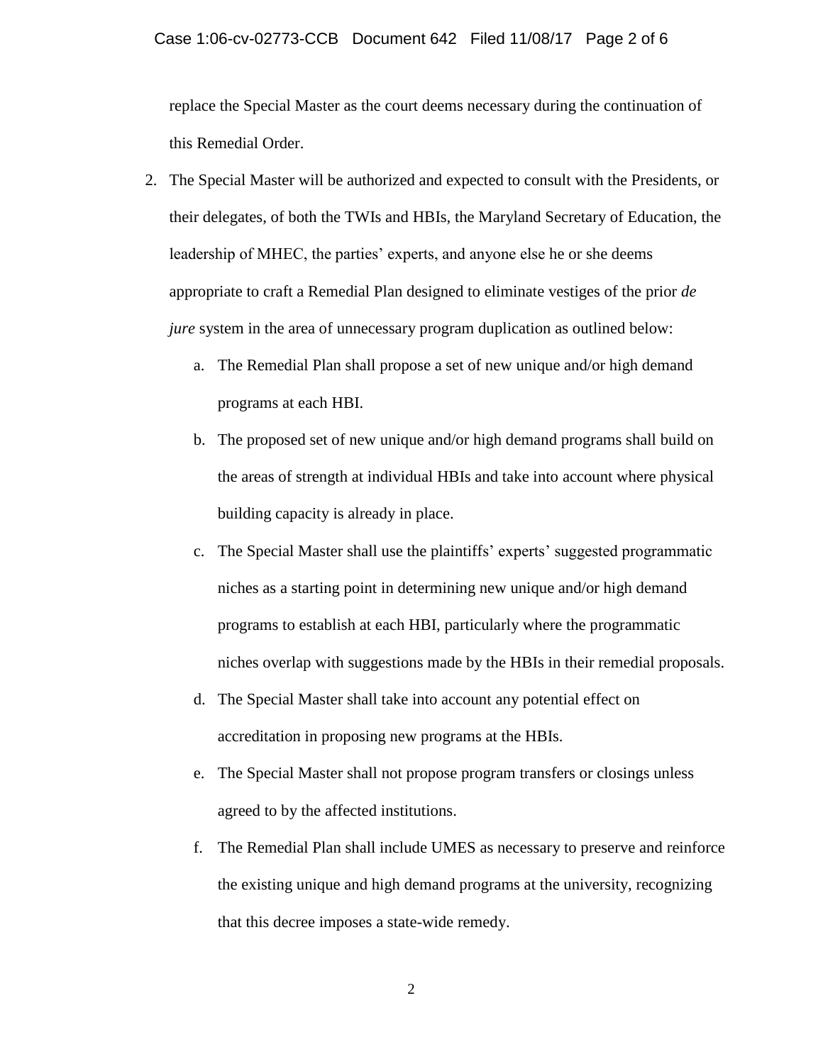replace the Special Master as the court deems necessary during the continuation of this Remedial Order.

2. The Special Master will be authorized and expected to consult with the Presidents, or their delegates, of both the TWIs and HBIs, the Maryland Secretary of Education, the leadership of MHEC, the parties' experts, and anyone else he or she deems appropriate to craft a Remedial Plan designed to eliminate vestiges of the prior *de jure* system in the area of unnecessary program duplication as outlined below:

   a. The Remedial Plan shall propose a set of new unique and/or high demand programs at each HBI.

   b. The proposed set of new unique and/or high demand programs shall build on the areas of strength at individual HBIs and take into account where physical building capacity is already in place.

   c. The Special Master shall use the plaintiffs' experts' suggested programmatic niches as a starting point in determining new unique and/or high demand programs to establish at each HBI, particularly where the programmatic niches overlap with suggestions made by the HBIs in their remedial proposals.

   d. The Special Master shall take into account any potential effect on accreditation in proposing new programs at the HBIs.

   e. The Special Master shall not propose program transfers or closings unless agreed to by the affected institutions.

   f. The Remedial Plan shall include UMES as necessary to preserve and reinforce the existing unique and high demand programs at the university, recognizing that this decree imposes a state-wide remedy.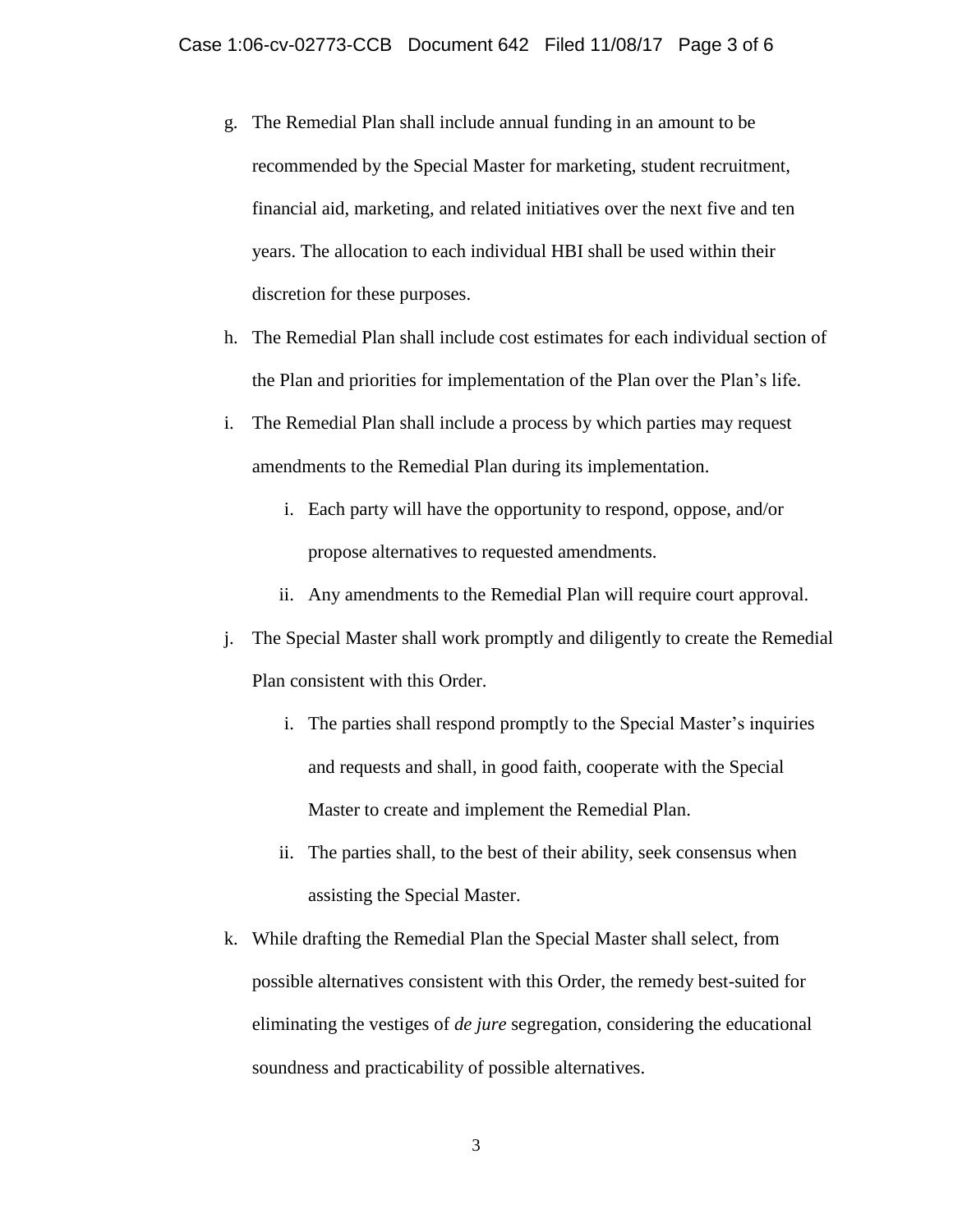g. The Remedial Plan shall include annual funding in an amount to be recommended by the Special Master for marketing, student recruitment, financial aid, marketing, and related initiatives over the next five and ten years. The allocation to each individual HBI shall be used within their discretion for these purposes.

h. The Remedial Plan shall include cost estimates for each individual section of the Plan and priorities for implementation of the Plan over the Plan's life.

i. The Remedial Plan shall include a process by which parties may request amendments to the Remedial Plan during its implementation.

   i. Each party will have the opportunity to respond, oppose, and/or propose alternatives to requested amendments.

   ii. Any amendments to the Remedial Plan will require court approval.

j. The Special Master shall work promptly and diligently to create the Remedial Plan consistent with this Order.

   i. The parties shall respond promptly to the Special Master's inquiries and requests and shall, in good faith, cooperate with the Special Master to create and implement the Remedial Plan.

   ii. The parties shall, to the best of their ability, seek consensus when assisting the Special Master.

k. While drafting the Remedial Plan the Special Master shall select, from possible alternatives consistent with this Order, the remedy best-suited for eliminating the vestiges of *de jure* segregation, considering the educational soundness and practicability of possible alternatives.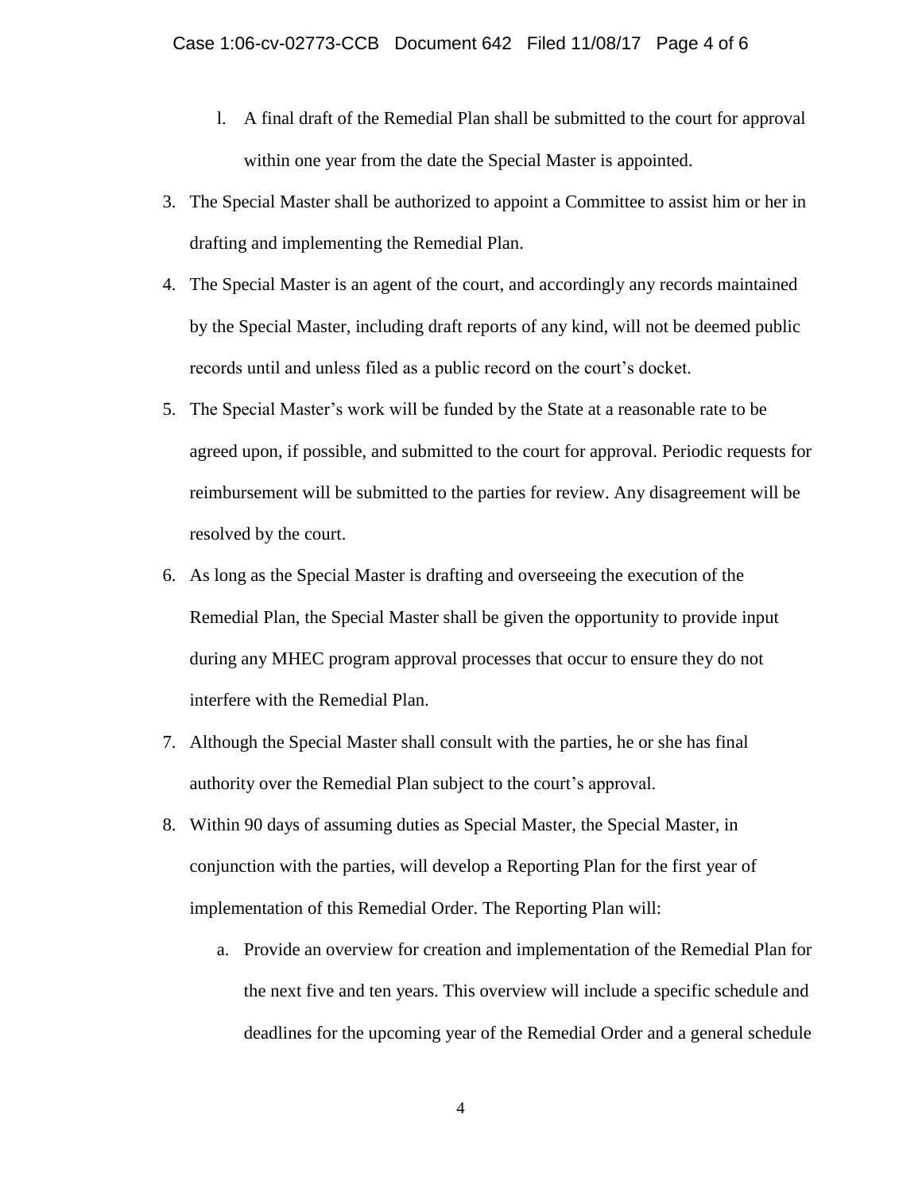l. A final draft of the Remedial Plan shall be submitted to the court for approval within one year from the date the Special Master is appointed.

3. The Special Master shall be authorized to appoint a Committee to assist him or her in drafting and implementing the Remedial Plan.
4. The Special Master is an agent of the court, and accordingly any records maintained by the Special Master, including draft reports of any kind, will not be deemed public records until and unless filed as a public record on the court's docket.
5. The Special Master's work will be funded by the State at a reasonable rate to be agreed upon, if possible, and submitted to the court for approval. Periodic requests for reimbursement will be submitted to the parties for review. Any disagreement will be resolved by the court.
6. As long as the Special Master is drafting and overseeing the execution of the Remedial Plan, the Special Master shall be given the opportunity to provide input during any MHEC program approval processes that occur to ensure they do not interfere with the Remedial Plan.
7. Although the Special Master shall consult with the parties, he or she has final authority over the Remedial Plan subject to the court's approval.
8. Within 90 days of assuming duties as Special Master, the Special Master, in conjunction with the parties, will develop a Reporting Plan for the first year of implementation of this Remedial Order. The Reporting Plan will:
   a. Provide an overview for creation and implementation of the Remedial Plan for the next five and ten years. This overview will include a specific schedule and deadlines for the upcoming year of the Remedial Order and a general schedule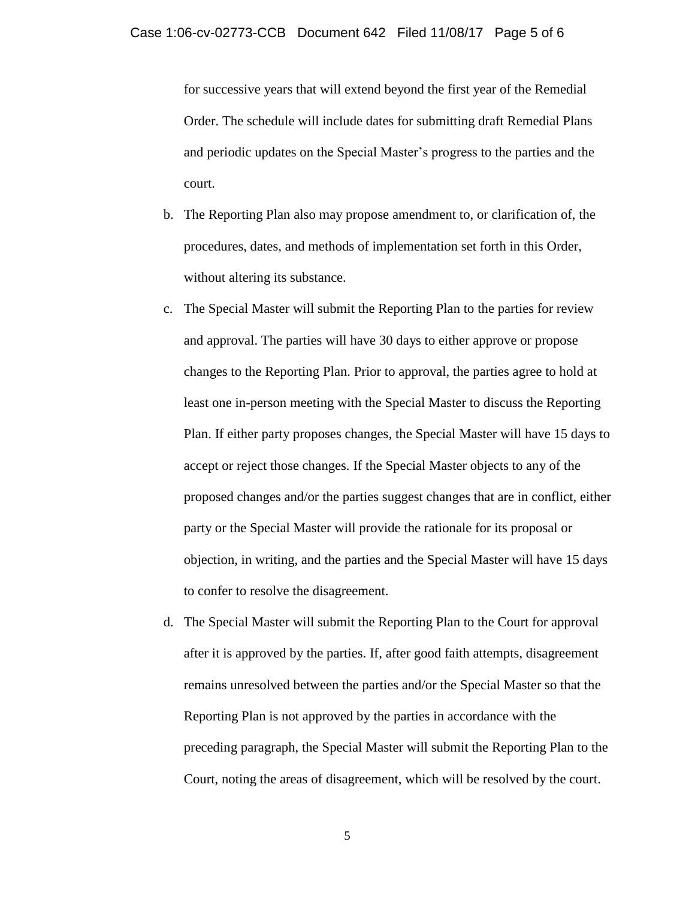for successive years that will extend beyond the first year of the Remedial Order. The schedule will include dates for submitting draft Remedial Plans and periodic updates on the Special Master's progress to the parties and the court.

b. The Reporting Plan also may propose amendment to, or clarification of, the procedures, dates, and methods of implementation set forth in this Order, without altering its substance.

c. The Special Master will submit the Reporting Plan to the parties for review and approval. The parties will have 30 days to either approve or propose changes to the Reporting Plan. Prior to approval, the parties agree to hold at least one in-person meeting with the Special Master to discuss the Reporting Plan. If either party proposes changes, the Special Master will have 15 days to accept or reject those changes. If the Special Master objects to any of the proposed changes and/or the parties suggest changes that are in conflict, either party or the Special Master will provide the rationale for its proposal or objection, in writing, and the parties and the Special Master will have 15 days to confer to resolve the disagreement.

d. The Special Master will submit the Reporting Plan to the Court for approval after it is approved by the parties. If, after good faith attempts, disagreement remains unresolved between the parties and/or the Special Master so that the Reporting Plan is not approved by the parties in accordance with the preceding paragraph, the Special Master will submit the Reporting Plan to the Court, noting the areas of disagreement, which will be resolved by the court.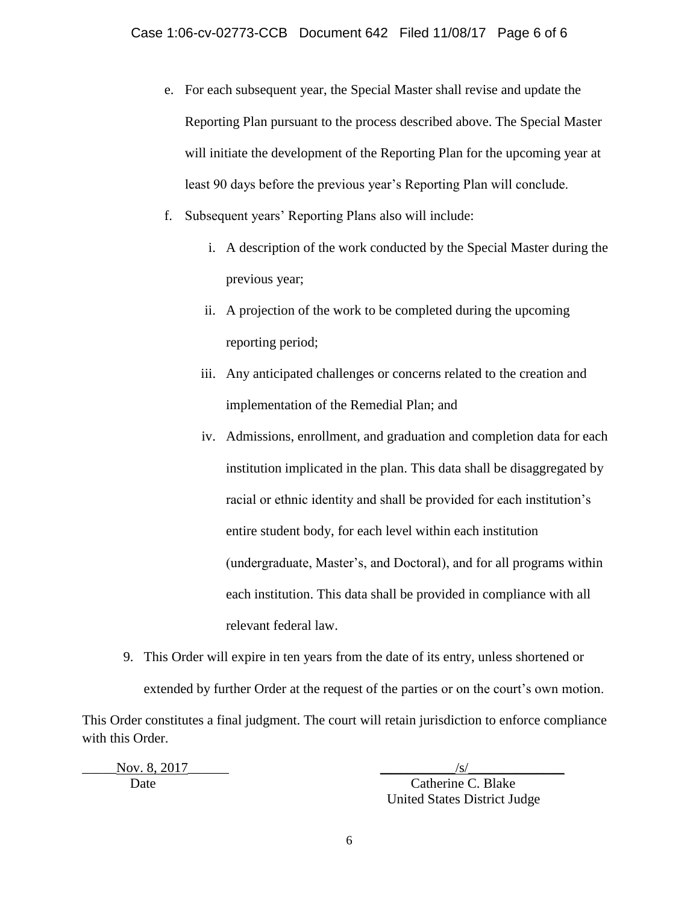e. For each subsequent year, the Special Master shall revise and update the Reporting Plan pursuant to the process described above. The Special Master will initiate the development of the Reporting Plan for the upcoming year at least 90 days before the previous year's Reporting Plan will conclude.

f. Subsequent years' Reporting Plans also will include:

   i. A description of the work conducted by the Special Master during the previous year;

   ii. A projection of the work to be completed during the upcoming reporting period;

   iii. Any anticipated challenges or concerns related to the creation and implementation of the Remedial Plan; and

   iv. Admissions, enrollment, and graduation and completion data for each institution implicated in the plan. This data shall be disaggregated by racial or ethnic identity and shall be provided for each institution's entire student body, for each level within each institution (undergraduate, Master's, and Doctoral), and for all programs within each institution. This data shall be provided in compliance with all relevant federal law.

9. This Order will expire in ten years from the date of its entry, unless shortened or extended by further Order at the request of the parties or on the court's own motion.

This Order constitutes a final judgment. The court will retain jurisdiction to enforce compliance with this Order.

Nov. 8, 2017
Date

/s/
Catherine C. Blake
United States District Judge